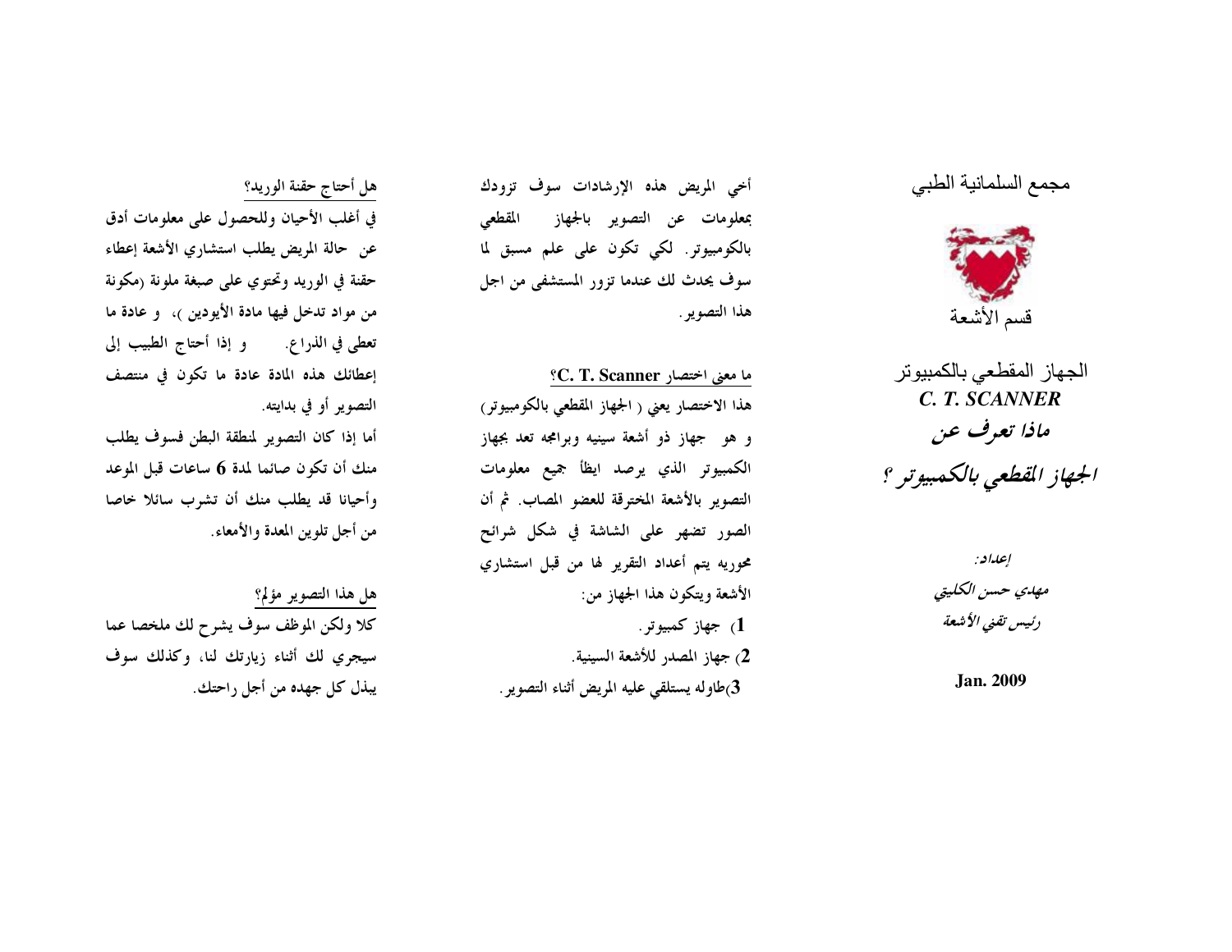مجمع السلمانية الطبي

قسم الأشعة

# الجهاز المقطعي بالكمبيوتر
## *C. T. SCANNER*
## *ماذا تعرف عن*
## *الجهاز المقطعي بالكمبيوتر ؟*

*إعداد:*

*مهدي حسن الكليتي*

*رئيس تقني الأشعة*

**Jan. 2009**

أخي المريض هذه الإرشادات سوف تزودك بمعلومات عن التصوير بالجهاز المقطعي بالكومبيوتر. لكي تكون على علم مسبق لما سوف يحدث لك عندما تزور المستشفى من اجل هذا التصوير.

### ما معنى اختصار **C. T. Scanner**؟

هذا الاختصار يعني ( الجهاز المقطعي بالكومبيوتر) و هو جهاز ذو أشعة سينيه وبرامجه تعد بجهاز الكمبيوتر الذي يرصد ايظأ جميع معلومات التصوير بالأشعة المخترقة للعضو المصاب. ثم أن الصور تضهر على الشاشة في شكل شرائح محوريه يتم أعداد التقرير لها من قبل استشاري الأشعة ويتكون هذا الجهاز من:

1) جهاز كمبيوتر.
2) جهاز المصدر للأشعة السينية.
3) طاوله يستلقي عليه المريض أثناء التصوير.

### هل أحتاج حقنة الوريد؟

في أغلب الأحيان وللحصول على معلومات أدق عن حالة المريض يطلب استشاري الأشعة إعطاء حقنة في الوريد وتحتوي على صبغة ملونة (مكونة من مواد تدخل فيها مادة الأيودين )، و عادة ما تعطى في الذراع. و إذا أحتاج الطبيب إلى إعطائك هذه المادة عادة ما تكون في منتصف التصوير أو في بدايته.

أما إذا كان التصوير لمنطقة البطن فسوف يطلب منك أن تكون صائما لمدة **6** ساعات قبل الموعد وأحيانا قد يطلب منك أن تشرب سائلا خاصا من أجل تلوين المعدة والأمعاء.

### هل هذا التصوير مؤلم؟

كلا ولكن الموظف سوف يشرح لك ملخصا عما سيجري لك أثناء زيارتك لنا، وكذلك سوف يبذل كل جهده من أجل راحتك.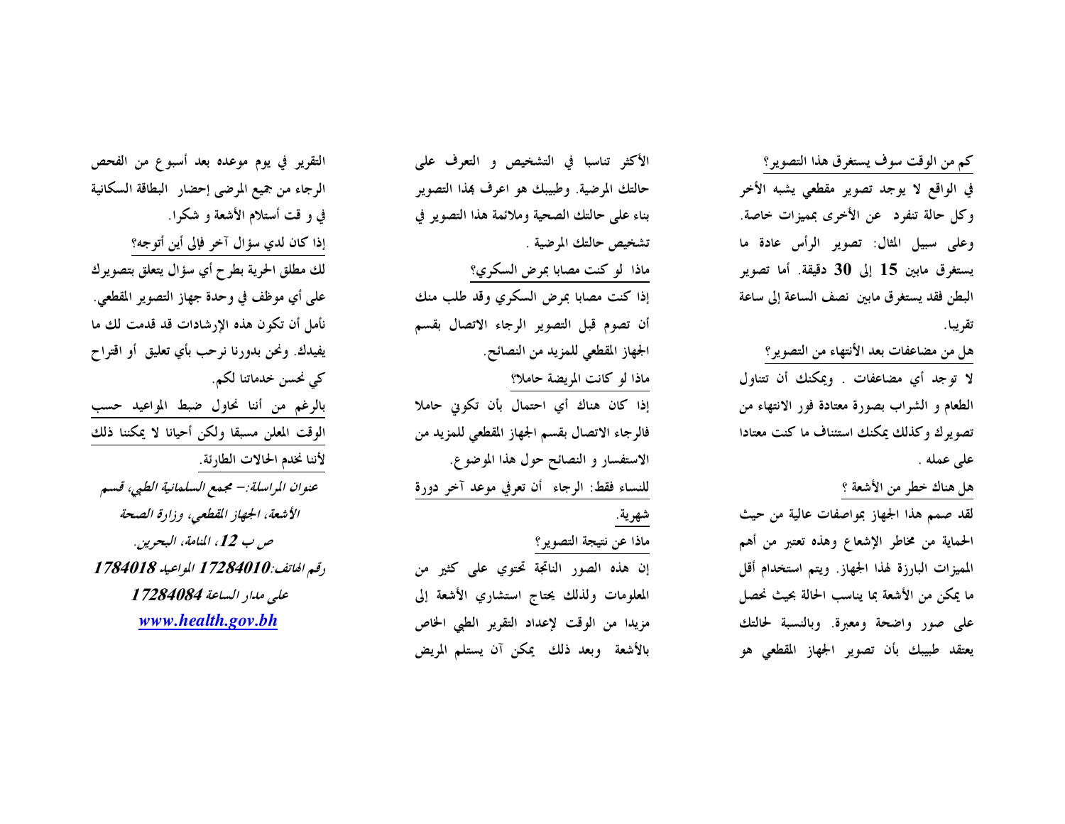كم من الوقت سوف يستغرق هذا التصوير؟

في الواقع لا يوجد تصوير مقطعي يشبه الأخر وكل حالة تنفرد عن الأخرى بمميزات خاصة. وعلى سبيل المثال: تصوير الرأس عادة ما يستغرق مابين **15** إلى **30** دقيقة. أما تصوير البطن فقد يستغرق مابين نصف الساعة إلى ساعة تقريبا.

هل من مضاعفات بعد الأنتهاء من التصوير؟

لا توجد أي مضاعفات . ويمكنك أن تتناول الطعام و الشراب بصورة معتادة فور الانتهاء من تصويرك وكذلك يمكنك استئناف ما كنت معتادا على عمله .

هل هناك خطر من الأشعة ؟

لقد صمم هذا الجهاز بمواصفات عالية من حيث الحماية من مخاطر الإشعاع وهذه تعتبر من أهم المميزات البارزة لهذا الجهاز. ويتم استخدام أقل ما يمكن من الأشعة بما يناسب الحالة بحيث نحصل على صور واضحة ومعبرة. وبالنسبة لحالتك يعتقد طبيبك بأن تصوير الجهاز المقطعي هو الأكثر تناسبا في التشخيص و التعرف على حالتك المرضية. وطبيبك هو اعرف بهذا التصوير بناء على حالتك الصحية وملائمة هذا التصوير في تشخيص حالتك المرضية .

ماذا لو كنت مصابا بمرض السكري؟

إذا كنت مصابا بمرض السكري وقد طلب منك أن تصوم قبل التصوير الرجاء الاتصال بقسم الجهاز المقطعي للمزيد من النصائح.

ماذا لو كانت المريضة حاملا؟

إذا كان هناك أي احتمال بأن تكوني حاملا فالرجاء الاتصال بقسم الجهاز المقطعي للمزيد من الاستفسار و النصائح حول هذا الموضوع.

للنساء فقط: الرجاء أن تعرفي موعد آخر دورة شهرية.

ماذا عن نتيجة التصوير؟

إن هذه الصور الناتجة تحتوي على كثير من المعلومات ولذلك يحتاج استشاري الأشعة إلى مزيدا من الوقت لإعداد التقرير الطبي الخاص بالأشعة وبعد ذلك يمكن آن يستلم المريض التقرير في يوم موعده بعد أسبوع من الفحص

الرجاء من جميع المرضى إحضار البطاقة السكانية في و قت أستلام الأشعة و شكرا.

إذا كان لدي سؤال آخر فإلى أين أتوجه؟

لك مطلق الحرية بطرح أي سؤال يتعلق بتصويرك على أي موظف في وحدة جهاز التصوير المقطعي. نأمل أن تكون هذه الإرشادات قد قدمت لك ما يفيدك. ونحن بدورنا نرحب بأي تعليق أو اقتراح كي نحسن خدماتنا لكم.

بالرغم من أننا نحاول ضبط المواعيد حسب الوقت المعلن مسبقا ولكن أحيانا لا يمكننا ذلك لأننا نخدم الحالات الطارئة.

*عنوان المراسلة:– مجمع السلمانية الطبي، قسم الأشعة، الجهاز المقطعي، وزارة الصحة*

*ص ب **12**، المنامة، البحرين.*

*رقم الهاتف:**17284010** المواعيد **1784018***

*على مدار الساعة **17284084***

***www.health.gov.bh***